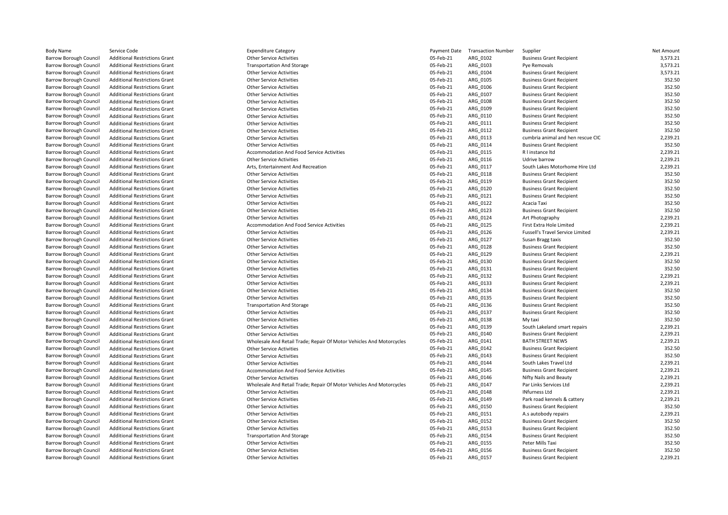| Body Name | Service Code | Expenditure Category | Payment Date | Transaction Number | Supplier | Net Amount |
|---|---|---|---|---|---|---|
| Barrow Borough Council | Additional Restrictions Grant | Other Service Activities | 05-Feb-21 | ARG_0102 | Business Grant Recipient | 3,573.21 |
| Barrow Borough Council | Additional Restrictions Grant | Transportation And Storage | 05-Feb-21 | ARG_0103 | Pye Removals | 3,573.21 |
| Barrow Borough Council | Additional Restrictions Grant | Other Service Activities | 05-Feb-21 | ARG_0104 | Business Grant Recipient | 3,573.21 |
| Barrow Borough Council | Additional Restrictions Grant | Other Service Activities | 05-Feb-21 | ARG_0105 | Business Grant Recipient | 352.50 |
| Barrow Borough Council | Additional Restrictions Grant | Other Service Activities | 05-Feb-21 | ARG_0106 | Business Grant Recipient | 352.50 |
| Barrow Borough Council | Additional Restrictions Grant | Other Service Activities | 05-Feb-21 | ARG_0107 | Business Grant Recipient | 352.50 |
| Barrow Borough Council | Additional Restrictions Grant | Other Service Activities | 05-Feb-21 | ARG_0108 | Business Grant Recipient | 352.50 |
| Barrow Borough Council | Additional Restrictions Grant | Other Service Activities | 05-Feb-21 | ARG_0109 | Business Grant Recipient | 352.50 |
| Barrow Borough Council | Additional Restrictions Grant | Other Service Activities | 05-Feb-21 | ARG_0110 | Business Grant Recipient | 352.50 |
| Barrow Borough Council | Additional Restrictions Grant | Other Service Activities | 05-Feb-21 | ARG_0111 | Business Grant Recipient | 352.50 |
| Barrow Borough Council | Additional Restrictions Grant | Other Service Activities | 05-Feb-21 | ARG_0112 | Business Grant Recipient | 352.50 |
| Barrow Borough Council | Additional Restrictions Grant | Other Service Activities | 05-Feb-21 | ARG_0113 | cumbria animal and hen rescue CIC | 2,239.21 |
| Barrow Borough Council | Additional Restrictions Grant | Other Service Activities | 05-Feb-21 | ARG_0114 | Business Grant Recipient | 352.50 |
| Barrow Borough Council | Additional Restrictions Grant | Accommodation And Food Service Activities | 05-Feb-21 | ARG_0115 | R l instance ltd | 2,239.21 |
| Barrow Borough Council | Additional Restrictions Grant | Other Service Activities | 05-Feb-21 | ARG_0116 | Udrive barrow | 2,239.21 |
| Barrow Borough Council | Additional Restrictions Grant | Arts, Entertainment And Recreation | 05-Feb-21 | ARG_0117 | South Lakes Motorhome Hire Ltd | 2,239.21 |
| Barrow Borough Council | Additional Restrictions Grant | Other Service Activities | 05-Feb-21 | ARG_0118 | Business Grant Recipient | 352.50 |
| Barrow Borough Council | Additional Restrictions Grant | Other Service Activities | 05-Feb-21 | ARG_0119 | Business Grant Recipient | 352.50 |
| Barrow Borough Council | Additional Restrictions Grant | Other Service Activities | 05-Feb-21 | ARG_0120 | Business Grant Recipient | 352.50 |
| Barrow Borough Council | Additional Restrictions Grant | Other Service Activities | 05-Feb-21 | ARG_0121 | Business Grant Recipient | 352.50 |
| Barrow Borough Council | Additional Restrictions Grant | Other Service Activities | 05-Feb-21 | ARG_0122 | Acacia Taxi | 352.50 |
| Barrow Borough Council | Additional Restrictions Grant | Other Service Activities | 05-Feb-21 | ARG_0123 | Business Grant Recipient | 352.50 |
| Barrow Borough Council | Additional Restrictions Grant | Other Service Activities | 05-Feb-21 | ARG_0124 | Art Photography | 2,239.21 |
| Barrow Borough Council | Additional Restrictions Grant | Accommodation And Food Service Activities | 05-Feb-21 | ARG_0125 | First Extra Hole Limited | 2,239.21 |
| Barrow Borough Council | Additional Restrictions Grant | Other Service Activities | 05-Feb-21 | ARG_0126 | Fussell's Travel Service Limited | 2,239.21 |
| Barrow Borough Council | Additional Restrictions Grant | Other Service Activities | 05-Feb-21 | ARG_0127 | Susan Bragg taxis | 352.50 |
| Barrow Borough Council | Additional Restrictions Grant | Other Service Activities | 05-Feb-21 | ARG_0128 | Business Grant Recipient | 352.50 |
| Barrow Borough Council | Additional Restrictions Grant | Other Service Activities | 05-Feb-21 | ARG_0129 | Business Grant Recipient | 2,239.21 |
| Barrow Borough Council | Additional Restrictions Grant | Other Service Activities | 05-Feb-21 | ARG_0130 | Business Grant Recipient | 352.50 |
| Barrow Borough Council | Additional Restrictions Grant | Other Service Activities | 05-Feb-21 | ARG_0131 | Business Grant Recipient | 352.50 |
| Barrow Borough Council | Additional Restrictions Grant | Other Service Activities | 05-Feb-21 | ARG_0132 | Business Grant Recipient | 2,239.21 |
| Barrow Borough Council | Additional Restrictions Grant | Other Service Activities | 05-Feb-21 | ARG_0133 | Business Grant Recipient | 2,239.21 |
| Barrow Borough Council | Additional Restrictions Grant | Other Service Activities | 05-Feb-21 | ARG_0134 | Business Grant Recipient | 352.50 |
| Barrow Borough Council | Additional Restrictions Grant | Other Service Activities | 05-Feb-21 | ARG_0135 | Business Grant Recipient | 352.50 |
| Barrow Borough Council | Additional Restrictions Grant | Transportation And Storage | 05-Feb-21 | ARG_0136 | Business Grant Recipient | 352.50 |
| Barrow Borough Council | Additional Restrictions Grant | Other Service Activities | 05-Feb-21 | ARG_0137 | Business Grant Recipient | 352.50 |
| Barrow Borough Council | Additional Restrictions Grant | Other Service Activities | 05-Feb-21 | ARG_0138 | My taxi | 352.50 |
| Barrow Borough Council | Additional Restrictions Grant | Other Service Activities | 05-Feb-21 | ARG_0139 | South Lakeland smart repairs | 2,239.21 |
| Barrow Borough Council | Additional Restrictions Grant | Other Service Activities | 05-Feb-21 | ARG_0140 | Business Grant Recipient | 2,239.21 |
| Barrow Borough Council | Additional Restrictions Grant | Wholesale And Retail Trade; Repair Of Motor Vehicles And Motorcycles | 05-Feb-21 | ARG_0141 | BATH STREET NEWS | 2,239.21 |
| Barrow Borough Council | Additional Restrictions Grant | Other Service Activities | 05-Feb-21 | ARG_0142 | Business Grant Recipient | 352.50 |
| Barrow Borough Council | Additional Restrictions Grant | Other Service Activities | 05-Feb-21 | ARG_0143 | Business Grant Recipient | 352.50 |
| Barrow Borough Council | Additional Restrictions Grant | Other Service Activities | 05-Feb-21 | ARG_0144 | South Lakes Travel Ltd | 2,239.21 |
| Barrow Borough Council | Additional Restrictions Grant | Accommodation And Food Service Activities | 05-Feb-21 | ARG_0145 | Business Grant Recipient | 2,239.21 |
| Barrow Borough Council | Additional Restrictions Grant | Other Service Activities | 05-Feb-21 | ARG_0146 | Nifty Nails and Beauty | 2,239.21 |
| Barrow Borough Council | Additional Restrictions Grant | Wholesale And Retail Trade; Repair Of Motor Vehicles And Motorcycles | 05-Feb-21 | ARG_0147 | Par Links Services Ltd | 2,239.21 |
| Barrow Borough Council | Additional Restrictions Grant | Other Service Activities | 05-Feb-21 | ARG_0148 | INfurness Ltd | 2,239.21 |
| Barrow Borough Council | Additional Restrictions Grant | Other Service Activities | 05-Feb-21 | ARG_0149 | Park road kennels & cattery | 2,239.21 |
| Barrow Borough Council | Additional Restrictions Grant | Other Service Activities | 05-Feb-21 | ARG_0150 | Business Grant Recipient | 352.50 |
| Barrow Borough Council | Additional Restrictions Grant | Other Service Activities | 05-Feb-21 | ARG_0151 | A.s autobody repairs | 2,239.21 |
| Barrow Borough Council | Additional Restrictions Grant | Other Service Activities | 05-Feb-21 | ARG_0152 | Business Grant Recipient | 352.50 |
| Barrow Borough Council | Additional Restrictions Grant | Other Service Activities | 05-Feb-21 | ARG_0153 | Business Grant Recipient | 352.50 |
| Barrow Borough Council | Additional Restrictions Grant | Transportation And Storage | 05-Feb-21 | ARG_0154 | Business Grant Recipient | 352.50 |
| Barrow Borough Council | Additional Restrictions Grant | Other Service Activities | 05-Feb-21 | ARG_0155 | Peter Mills Taxi | 352.50 |
| Barrow Borough Council | Additional Restrictions Grant | Other Service Activities | 05-Feb-21 | ARG_0156 | Business Grant Recipient | 352.50 |
| Barrow Borough Council | Additional Restrictions Grant | Other Service Activities | 05-Feb-21 | ARG_0157 | Business Grant Recipient | 2,239.21 |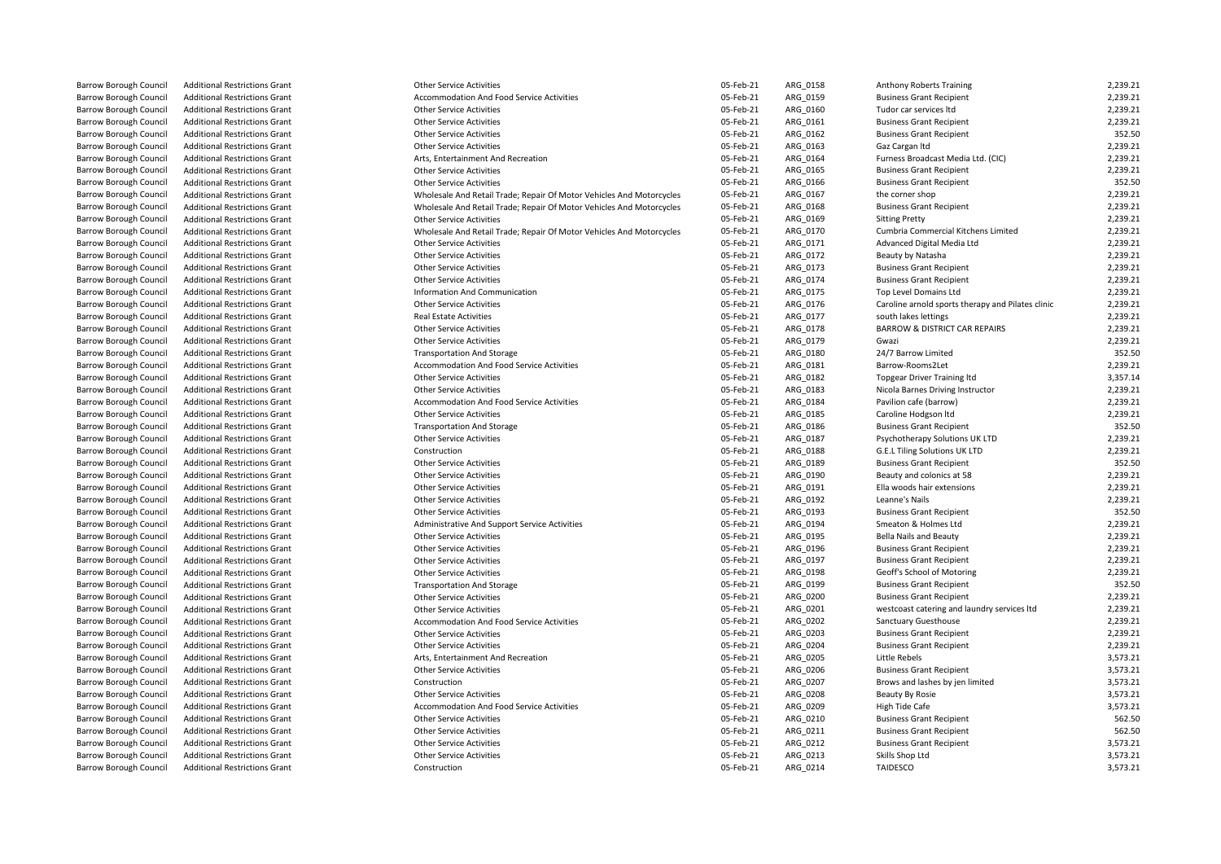| | | | | | | |
|---|---|---|---|---|---|---|
| Barrow Borough Council | Additional Restrictions Grant | Other Service Activities | 05-Feb-21 | ARG_0158 | Anthony Roberts Training | 2,239.21 |
| Barrow Borough Council | Additional Restrictions Grant | Accommodation And Food Service Activities | 05-Feb-21 | ARG_0159 | Business Grant Recipient | 2,239.21 |
| Barrow Borough Council | Additional Restrictions Grant | Other Service Activities | 05-Feb-21 | ARG_0160 | Tudor car services ltd | 2,239.21 |
| Barrow Borough Council | Additional Restrictions Grant | Other Service Activities | 05-Feb-21 | ARG_0161 | Business Grant Recipient | 2,239.21 |
| Barrow Borough Council | Additional Restrictions Grant | Other Service Activities | 05-Feb-21 | ARG_0162 | Business Grant Recipient | 352.50 |
| Barrow Borough Council | Additional Restrictions Grant | Other Service Activities | 05-Feb-21 | ARG_0163 | Gaz Cargan ltd | 2,239.21 |
| Barrow Borough Council | Additional Restrictions Grant | Arts, Entertainment And Recreation | 05-Feb-21 | ARG_0164 | Furness Broadcast Media Ltd. (CIC) | 2,239.21 |
| Barrow Borough Council | Additional Restrictions Grant | Other Service Activities | 05-Feb-21 | ARG_0165 | Business Grant Recipient | 2,239.21 |
| Barrow Borough Council | Additional Restrictions Grant | Other Service Activities | 05-Feb-21 | ARG_0166 | Business Grant Recipient | 352.50 |
| Barrow Borough Council | Additional Restrictions Grant | Wholesale And Retail Trade; Repair Of Motor Vehicles And Motorcycles | 05-Feb-21 | ARG_0167 | the corner shop | 2,239.21 |
| Barrow Borough Council | Additional Restrictions Grant | Wholesale And Retail Trade; Repair Of Motor Vehicles And Motorcycles | 05-Feb-21 | ARG_0168 | Business Grant Recipient | 2,239.21 |
| Barrow Borough Council | Additional Restrictions Grant | Other Service Activities | 05-Feb-21 | ARG_0169 | Sitting Pretty | 2,239.21 |
| Barrow Borough Council | Additional Restrictions Grant | Wholesale And Retail Trade; Repair Of Motor Vehicles And Motorcycles | 05-Feb-21 | ARG_0170 | Cumbria Commercial Kitchens Limited | 2,239.21 |
| Barrow Borough Council | Additional Restrictions Grant | Other Service Activities | 05-Feb-21 | ARG_0171 | Advanced Digital Media Ltd | 2,239.21 |
| Barrow Borough Council | Additional Restrictions Grant | Other Service Activities | 05-Feb-21 | ARG_0172 | Beauty by Natasha | 2,239.21 |
| Barrow Borough Council | Additional Restrictions Grant | Other Service Activities | 05-Feb-21 | ARG_0173 | Business Grant Recipient | 2,239.21 |
| Barrow Borough Council | Additional Restrictions Grant | Other Service Activities | 05-Feb-21 | ARG_0174 | Business Grant Recipient | 2,239.21 |
| Barrow Borough Council | Additional Restrictions Grant | Information And Communication | 05-Feb-21 | ARG_0175 | Top Level Domains Ltd | 2,239.21 |
| Barrow Borough Council | Additional Restrictions Grant | Other Service Activities | 05-Feb-21 | ARG_0176 | Caroline arnold sports therapy and Pilates clinic | 2,239.21 |
| Barrow Borough Council | Additional Restrictions Grant | Real Estate Activities | 05-Feb-21 | ARG_0177 | south lakes lettings | 2,239.21 |
| Barrow Borough Council | Additional Restrictions Grant | Other Service Activities | 05-Feb-21 | ARG_0178 | BARROW & DISTRICT CAR REPAIRS | 2,239.21 |
| Barrow Borough Council | Additional Restrictions Grant | Other Service Activities | 05-Feb-21 | ARG_0179 | Gwazi | 2,239.21 |
| Barrow Borough Council | Additional Restrictions Grant | Transportation And Storage | 05-Feb-21 | ARG_0180 | 24/7 Barrow Limited | 352.50 |
| Barrow Borough Council | Additional Restrictions Grant | Accommodation And Food Service Activities | 05-Feb-21 | ARG_0181 | Barrow-Rooms2Let | 2,239.21 |
| Barrow Borough Council | Additional Restrictions Grant | Other Service Activities | 05-Feb-21 | ARG_0182 | Topgear Driver Training ltd | 3,357.14 |
| Barrow Borough Council | Additional Restrictions Grant | Other Service Activities | 05-Feb-21 | ARG_0183 | Nicola Barnes Driving Instructor | 2,239.21 |
| Barrow Borough Council | Additional Restrictions Grant | Accommodation And Food Service Activities | 05-Feb-21 | ARG_0184 | Pavilion cafe (barrow) | 2,239.21 |
| Barrow Borough Council | Additional Restrictions Grant | Other Service Activities | 05-Feb-21 | ARG_0185 | Caroline Hodgson ltd | 2,239.21 |
| Barrow Borough Council | Additional Restrictions Grant | Transportation And Storage | 05-Feb-21 | ARG_0186 | Business Grant Recipient | 352.50 |
| Barrow Borough Council | Additional Restrictions Grant | Other Service Activities | 05-Feb-21 | ARG_0187 | Psychotherapy Solutions UK LTD | 2,239.21 |
| Barrow Borough Council | Additional Restrictions Grant | Construction | 05-Feb-21 | ARG_0188 | G.E.L Tiling Solutions UK LTD | 2,239.21 |
| Barrow Borough Council | Additional Restrictions Grant | Other Service Activities | 05-Feb-21 | ARG_0189 | Business Grant Recipient | 352.50 |
| Barrow Borough Council | Additional Restrictions Grant | Other Service Activities | 05-Feb-21 | ARG_0190 | Beauty and colonics at 58 | 2,239.21 |
| Barrow Borough Council | Additional Restrictions Grant | Other Service Activities | 05-Feb-21 | ARG_0191 | Ella woods hair extensions | 2,239.21 |
| Barrow Borough Council | Additional Restrictions Grant | Other Service Activities | 05-Feb-21 | ARG_0192 | Leanne's Nails | 2,239.21 |
| Barrow Borough Council | Additional Restrictions Grant | Other Service Activities | 05-Feb-21 | ARG_0193 | Business Grant Recipient | 352.50 |
| Barrow Borough Council | Additional Restrictions Grant | Administrative And Support Service Activities | 05-Feb-21 | ARG_0194 | Smeaton & Holmes Ltd | 2,239.21 |
| Barrow Borough Council | Additional Restrictions Grant | Other Service Activities | 05-Feb-21 | ARG_0195 | Bella Nails and Beauty | 2,239.21 |
| Barrow Borough Council | Additional Restrictions Grant | Other Service Activities | 05-Feb-21 | ARG_0196 | Business Grant Recipient | 2,239.21 |
| Barrow Borough Council | Additional Restrictions Grant | Other Service Activities | 05-Feb-21 | ARG_0197 | Business Grant Recipient | 2,239.21 |
| Barrow Borough Council | Additional Restrictions Grant | Other Service Activities | 05-Feb-21 | ARG_0198 | Geoff's School of Motoring | 2,239.21 |
| Barrow Borough Council | Additional Restrictions Grant | Transportation And Storage | 05-Feb-21 | ARG_0199 | Business Grant Recipient | 352.50 |
| Barrow Borough Council | Additional Restrictions Grant | Other Service Activities | 05-Feb-21 | ARG_0200 | Business Grant Recipient | 2,239.21 |
| Barrow Borough Council | Additional Restrictions Grant | Other Service Activities | 05-Feb-21 | ARG_0201 | westcoast catering and laundry services ltd | 2,239.21 |
| Barrow Borough Council | Additional Restrictions Grant | Accommodation And Food Service Activities | 05-Feb-21 | ARG_0202 | Sanctuary Guesthouse | 2,239.21 |
| Barrow Borough Council | Additional Restrictions Grant | Other Service Activities | 05-Feb-21 | ARG_0203 | Business Grant Recipient | 2,239.21 |
| Barrow Borough Council | Additional Restrictions Grant | Other Service Activities | 05-Feb-21 | ARG_0204 | Business Grant Recipient | 2,239.21 |
| Barrow Borough Council | Additional Restrictions Grant | Arts, Entertainment And Recreation | 05-Feb-21 | ARG_0205 | Little Rebels | 3,573.21 |
| Barrow Borough Council | Additional Restrictions Grant | Other Service Activities | 05-Feb-21 | ARG_0206 | Business Grant Recipient | 3,573.21 |
| Barrow Borough Council | Additional Restrictions Grant | Construction | 05-Feb-21 | ARG_0207 | Brows and lashes by jen limited | 3,573.21 |
| Barrow Borough Council | Additional Restrictions Grant | Other Service Activities | 05-Feb-21 | ARG_0208 | Beauty By Rosie | 3,573.21 |
| Barrow Borough Council | Additional Restrictions Grant | Accommodation And Food Service Activities | 05-Feb-21 | ARG_0209 | High Tide Cafe | 3,573.21 |
| Barrow Borough Council | Additional Restrictions Grant | Other Service Activities | 05-Feb-21 | ARG_0210 | Business Grant Recipient | 562.50 |
| Barrow Borough Council | Additional Restrictions Grant | Other Service Activities | 05-Feb-21 | ARG_0211 | Business Grant Recipient | 562.50 |
| Barrow Borough Council | Additional Restrictions Grant | Other Service Activities | 05-Feb-21 | ARG_0212 | Business Grant Recipient | 3,573.21 |
| Barrow Borough Council | Additional Restrictions Grant | Other Service Activities | 05-Feb-21 | ARG_0213 | Skills Shop Ltd | 3,573.21 |
| Barrow Borough Council | Additional Restrictions Grant | Construction | 05-Feb-21 | ARG_0214 | TAIDESCO | 3,573.21 |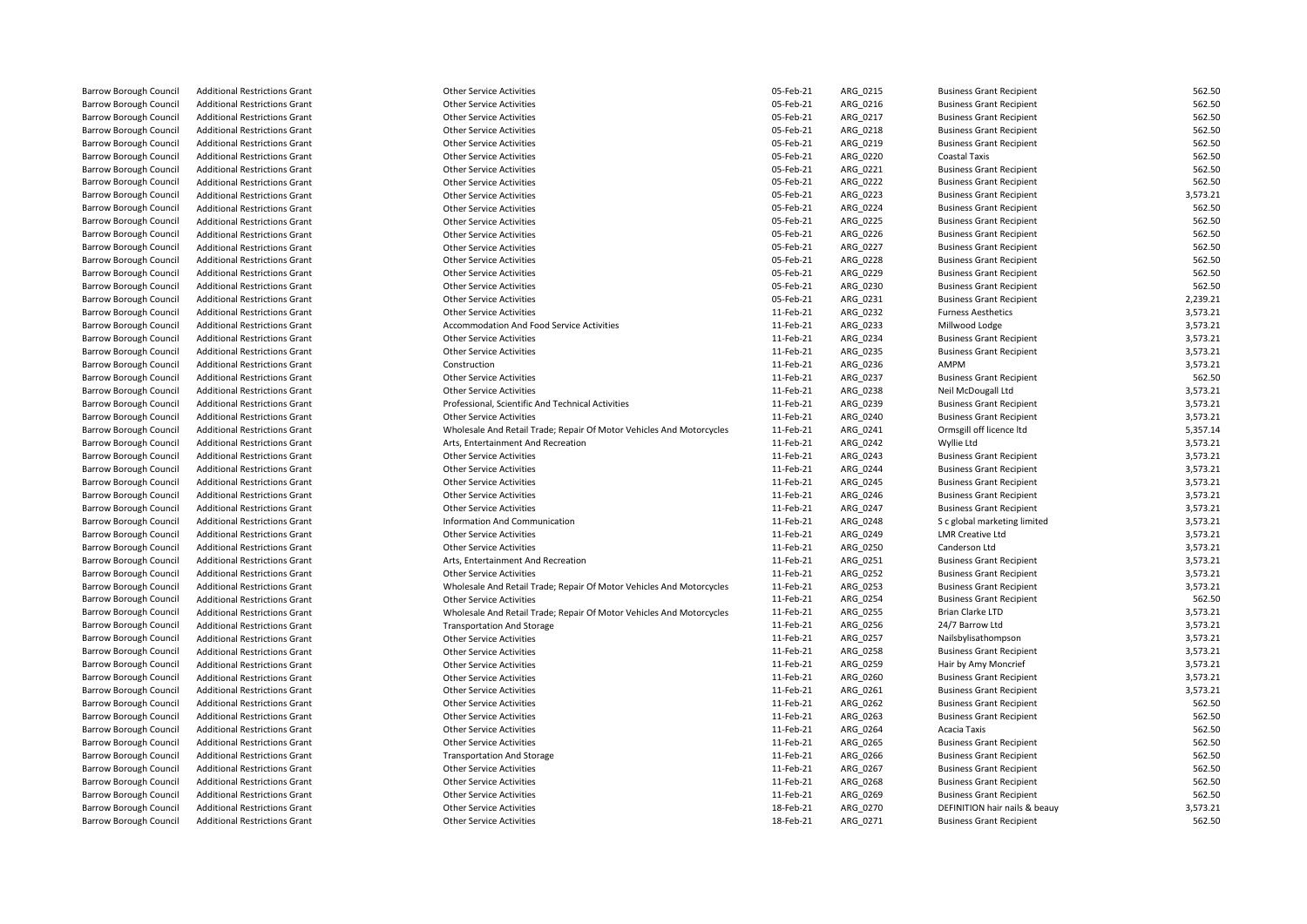| | | | | | | |
|---|---|---|---|---|---|---|
| Barrow Borough Council | Additional Restrictions Grant | Other Service Activities | 05-Feb-21 | ARG_0215 | Business Grant Recipient | 562.50 |
| Barrow Borough Council | Additional Restrictions Grant | Other Service Activities | 05-Feb-21 | ARG_0216 | Business Grant Recipient | 562.50 |
| Barrow Borough Council | Additional Restrictions Grant | Other Service Activities | 05-Feb-21 | ARG_0217 | Business Grant Recipient | 562.50 |
| Barrow Borough Council | Additional Restrictions Grant | Other Service Activities | 05-Feb-21 | ARG_0218 | Business Grant Recipient | 562.50 |
| Barrow Borough Council | Additional Restrictions Grant | Other Service Activities | 05-Feb-21 | ARG_0219 | Business Grant Recipient | 562.50 |
| Barrow Borough Council | Additional Restrictions Grant | Other Service Activities | 05-Feb-21 | ARG_0220 | Coastal Taxis | 562.50 |
| Barrow Borough Council | Additional Restrictions Grant | Other Service Activities | 05-Feb-21 | ARG_0221 | Business Grant Recipient | 562.50 |
| Barrow Borough Council | Additional Restrictions Grant | Other Service Activities | 05-Feb-21 | ARG_0222 | Business Grant Recipient | 562.50 |
| Barrow Borough Council | Additional Restrictions Grant | Other Service Activities | 05-Feb-21 | ARG_0223 | Business Grant Recipient | 3,573.21 |
| Barrow Borough Council | Additional Restrictions Grant | Other Service Activities | 05-Feb-21 | ARG_0224 | Business Grant Recipient | 562.50 |
| Barrow Borough Council | Additional Restrictions Grant | Other Service Activities | 05-Feb-21 | ARG_0225 | Business Grant Recipient | 562.50 |
| Barrow Borough Council | Additional Restrictions Grant | Other Service Activities | 05-Feb-21 | ARG_0226 | Business Grant Recipient | 562.50 |
| Barrow Borough Council | Additional Restrictions Grant | Other Service Activities | 05-Feb-21 | ARG_0227 | Business Grant Recipient | 562.50 |
| Barrow Borough Council | Additional Restrictions Grant | Other Service Activities | 05-Feb-21 | ARG_0228 | Business Grant Recipient | 562.50 |
| Barrow Borough Council | Additional Restrictions Grant | Other Service Activities | 05-Feb-21 | ARG_0229 | Business Grant Recipient | 562.50 |
| Barrow Borough Council | Additional Restrictions Grant | Other Service Activities | 05-Feb-21 | ARG_0230 | Business Grant Recipient | 562.50 |
| Barrow Borough Council | Additional Restrictions Grant | Other Service Activities | 05-Feb-21 | ARG_0231 | Business Grant Recipient | 2,239.21 |
| Barrow Borough Council | Additional Restrictions Grant | Other Service Activities | 11-Feb-21 | ARG_0232 | Furness Aesthetics | 3,573.21 |
| Barrow Borough Council | Additional Restrictions Grant | Accommodation And Food Service Activities | 11-Feb-21 | ARG_0233 | Millwood Lodge | 3,573.21 |
| Barrow Borough Council | Additional Restrictions Grant | Other Service Activities | 11-Feb-21 | ARG_0234 | Business Grant Recipient | 3,573.21 |
| Barrow Borough Council | Additional Restrictions Grant | Other Service Activities | 11-Feb-21 | ARG_0235 | Business Grant Recipient | 3,573.21 |
| Barrow Borough Council | Additional Restrictions Grant | Construction | 11-Feb-21 | ARG_0236 | AMPM | 3,573.21 |
| Barrow Borough Council | Additional Restrictions Grant | Other Service Activities | 11-Feb-21 | ARG_0237 | Business Grant Recipient | 562.50 |
| Barrow Borough Council | Additional Restrictions Grant | Other Service Activities | 11-Feb-21 | ARG_0238 | Neil McDougall Ltd | 3,573.21 |
| Barrow Borough Council | Additional Restrictions Grant | Professional, Scientific And Technical Activities | 11-Feb-21 | ARG_0239 | Business Grant Recipient | 3,573.21 |
| Barrow Borough Council | Additional Restrictions Grant | Other Service Activities | 11-Feb-21 | ARG_0240 | Business Grant Recipient | 3,573.21 |
| Barrow Borough Council | Additional Restrictions Grant | Wholesale And Retail Trade; Repair Of Motor Vehicles And Motorcycles | 11-Feb-21 | ARG_0241 | Ormsgill off licence ltd | 5,357.14 |
| Barrow Borough Council | Additional Restrictions Grant | Arts, Entertainment And Recreation | 11-Feb-21 | ARG_0242 | Wyllie Ltd | 3,573.21 |
| Barrow Borough Council | Additional Restrictions Grant | Other Service Activities | 11-Feb-21 | ARG_0243 | Business Grant Recipient | 3,573.21 |
| Barrow Borough Council | Additional Restrictions Grant | Other Service Activities | 11-Feb-21 | ARG_0244 | Business Grant Recipient | 3,573.21 |
| Barrow Borough Council | Additional Restrictions Grant | Other Service Activities | 11-Feb-21 | ARG_0245 | Business Grant Recipient | 3,573.21 |
| Barrow Borough Council | Additional Restrictions Grant | Other Service Activities | 11-Feb-21 | ARG_0246 | Business Grant Recipient | 3,573.21 |
| Barrow Borough Council | Additional Restrictions Grant | Other Service Activities | 11-Feb-21 | ARG_0247 | Business Grant Recipient | 3,573.21 |
| Barrow Borough Council | Additional Restrictions Grant | Information And Communication | 11-Feb-21 | ARG_0248 | S c global marketing limited | 3,573.21 |
| Barrow Borough Council | Additional Restrictions Grant | Other Service Activities | 11-Feb-21 | ARG_0249 | LMR Creative Ltd | 3,573.21 |
| Barrow Borough Council | Additional Restrictions Grant | Other Service Activities | 11-Feb-21 | ARG_0250 | Canderson Ltd | 3,573.21 |
| Barrow Borough Council | Additional Restrictions Grant | Arts, Entertainment And Recreation | 11-Feb-21 | ARG_0251 | Business Grant Recipient | 3,573.21 |
| Barrow Borough Council | Additional Restrictions Grant | Other Service Activities | 11-Feb-21 | ARG_0252 | Business Grant Recipient | 3,573.21 |
| Barrow Borough Council | Additional Restrictions Grant | Wholesale And Retail Trade; Repair Of Motor Vehicles And Motorcycles | 11-Feb-21 | ARG_0253 | Business Grant Recipient | 3,573.21 |
| Barrow Borough Council | Additional Restrictions Grant | Other Service Activities | 11-Feb-21 | ARG_0254 | Business Grant Recipient | 562.50 |
| Barrow Borough Council | Additional Restrictions Grant | Wholesale And Retail Trade; Repair Of Motor Vehicles And Motorcycles | 11-Feb-21 | ARG_0255 | Brian Clarke LTD | 3,573.21 |
| Barrow Borough Council | Additional Restrictions Grant | Transportation And Storage | 11-Feb-21 | ARG_0256 | 24/7 Barrow Ltd | 3,573.21 |
| Barrow Borough Council | Additional Restrictions Grant | Other Service Activities | 11-Feb-21 | ARG_0257 | Nailsbylisathompson | 3,573.21 |
| Barrow Borough Council | Additional Restrictions Grant | Other Service Activities | 11-Feb-21 | ARG_0258 | Business Grant Recipient | 3,573.21 |
| Barrow Borough Council | Additional Restrictions Grant | Other Service Activities | 11-Feb-21 | ARG_0259 | Hair by Amy Moncrief | 3,573.21 |
| Barrow Borough Council | Additional Restrictions Grant | Other Service Activities | 11-Feb-21 | ARG_0260 | Business Grant Recipient | 3,573.21 |
| Barrow Borough Council | Additional Restrictions Grant | Other Service Activities | 11-Feb-21 | ARG_0261 | Business Grant Recipient | 3,573.21 |
| Barrow Borough Council | Additional Restrictions Grant | Other Service Activities | 11-Feb-21 | ARG_0262 | Business Grant Recipient | 562.50 |
| Barrow Borough Council | Additional Restrictions Grant | Other Service Activities | 11-Feb-21 | ARG_0263 | Business Grant Recipient | 562.50 |
| Barrow Borough Council | Additional Restrictions Grant | Other Service Activities | 11-Feb-21 | ARG_0264 | Acacia Taxis | 562.50 |
| Barrow Borough Council | Additional Restrictions Grant | Other Service Activities | 11-Feb-21 | ARG_0265 | Business Grant Recipient | 562.50 |
| Barrow Borough Council | Additional Restrictions Grant | Transportation And Storage | 11-Feb-21 | ARG_0266 | Business Grant Recipient | 562.50 |
| Barrow Borough Council | Additional Restrictions Grant | Other Service Activities | 11-Feb-21 | ARG_0267 | Business Grant Recipient | 562.50 |
| Barrow Borough Council | Additional Restrictions Grant | Other Service Activities | 11-Feb-21 | ARG_0268 | Business Grant Recipient | 562.50 |
| Barrow Borough Council | Additional Restrictions Grant | Other Service Activities | 11-Feb-21 | ARG_0269 | Business Grant Recipient | 562.50 |
| Barrow Borough Council | Additional Restrictions Grant | Other Service Activities | 18-Feb-21 | ARG_0270 | DEFINITION hair nails & beauy | 3,573.21 |
| Barrow Borough Council | Additional Restrictions Grant | Other Service Activities | 18-Feb-21 | ARG_0271 | Business Grant Recipient | 562.50 |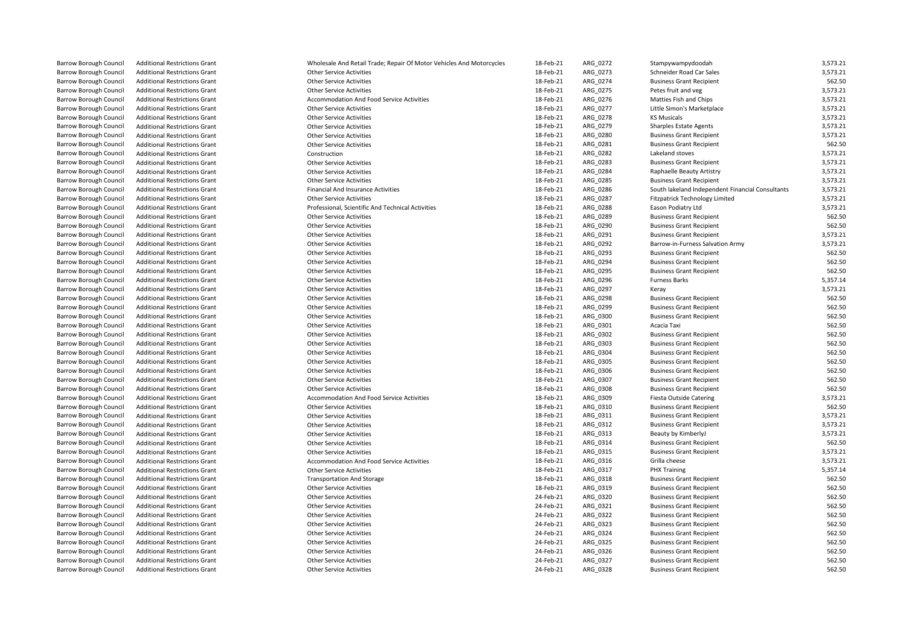| | | | | | | |
|---|---|---|---|---|---|---|
| Barrow Borough Council | Additional Restrictions Grant | Wholesale And Retail Trade; Repair Of Motor Vehicles And Motorcycles | 18-Feb-21 | ARG_0272 | Stampywampydoodah | 3,573.21 |
| Barrow Borough Council | Additional Restrictions Grant | Other Service Activities | 18-Feb-21 | ARG_0273 | Schneider Road Car Sales | 3,573.21 |
| Barrow Borough Council | Additional Restrictions Grant | Other Service Activities | 18-Feb-21 | ARG_0274 | Business Grant Recipient | 562.50 |
| Barrow Borough Council | Additional Restrictions Grant | Other Service Activities | 18-Feb-21 | ARG_0275 | Petes fruit and veg | 3,573.21 |
| Barrow Borough Council | Additional Restrictions Grant | Accommodation And Food Service Activities | 18-Feb-21 | ARG_0276 | Matties Fish and Chips | 3,573.21 |
| Barrow Borough Council | Additional Restrictions Grant | Other Service Activities | 18-Feb-21 | ARG_0277 | Little Simon's Marketplace | 3,573.21 |
| Barrow Borough Council | Additional Restrictions Grant | Other Service Activities | 18-Feb-21 | ARG_0278 | KS Musicals | 3,573.21 |
| Barrow Borough Council | Additional Restrictions Grant | Other Service Activities | 18-Feb-21 | ARG_0279 | Sharples Estate Agents | 3,573.21 |
| Barrow Borough Council | Additional Restrictions Grant | Other Service Activities | 18-Feb-21 | ARG_0280 | Business Grant Recipient | 3,573.21 |
| Barrow Borough Council | Additional Restrictions Grant | Other Service Activities | 18-Feb-21 | ARG_0281 | Business Grant Recipient | 562.50 |
| Barrow Borough Council | Additional Restrictions Grant | Construction | 18-Feb-21 | ARG_0282 | Lakeland stoves | 3,573.21 |
| Barrow Borough Council | Additional Restrictions Grant | Other Service Activities | 18-Feb-21 | ARG_0283 | Business Grant Recipient | 3,573.21 |
| Barrow Borough Council | Additional Restrictions Grant | Other Service Activities | 18-Feb-21 | ARG_0284 | Raphaelle Beauty Artistry | 3,573.21 |
| Barrow Borough Council | Additional Restrictions Grant | Other Service Activities | 18-Feb-21 | ARG_0285 | Business Grant Recipient | 3,573.21 |
| Barrow Borough Council | Additional Restrictions Grant | Financial And Insurance Activities | 18-Feb-21 | ARG_0286 | South lakeland Independent Financial Consultants | 3,573.21 |
| Barrow Borough Council | Additional Restrictions Grant | Other Service Activities | 18-Feb-21 | ARG_0287 | Fitzpatrick Technology Limited | 3,573.21 |
| Barrow Borough Council | Additional Restrictions Grant | Professional, Scientific And Technical Activities | 18-Feb-21 | ARG_0288 | Eason Podiatry Ltd | 3,573.21 |
| Barrow Borough Council | Additional Restrictions Grant | Other Service Activities | 18-Feb-21 | ARG_0289 | Business Grant Recipient | 562.50 |
| Barrow Borough Council | Additional Restrictions Grant | Other Service Activities | 18-Feb-21 | ARG_0290 | Business Grant Recipient | 562.50 |
| Barrow Borough Council | Additional Restrictions Grant | Other Service Activities | 18-Feb-21 | ARG_0291 | Business Grant Recipient | 3,573.21 |
| Barrow Borough Council | Additional Restrictions Grant | Other Service Activities | 18-Feb-21 | ARG_0292 | Barrow-in-Furness Salvation Army | 3,573.21 |
| Barrow Borough Council | Additional Restrictions Grant | Other Service Activities | 18-Feb-21 | ARG_0293 | Business Grant Recipient | 562.50 |
| Barrow Borough Council | Additional Restrictions Grant | Other Service Activities | 18-Feb-21 | ARG_0294 | Business Grant Recipient | 562.50 |
| Barrow Borough Council | Additional Restrictions Grant | Other Service Activities | 18-Feb-21 | ARG_0295 | Business Grant Recipient | 562.50 |
| Barrow Borough Council | Additional Restrictions Grant | Other Service Activities | 18-Feb-21 | ARG_0296 | Furness Barks | 5,357.14 |
| Barrow Borough Council | Additional Restrictions Grant | Other Service Activities | 18-Feb-21 | ARG_0297 | Keray | 3,573.21 |
| Barrow Borough Council | Additional Restrictions Grant | Other Service Activities | 18-Feb-21 | ARG_0298 | Business Grant Recipient | 562.50 |
| Barrow Borough Council | Additional Restrictions Grant | Other Service Activities | 18-Feb-21 | ARG_0299 | Business Grant Recipient | 562.50 |
| Barrow Borough Council | Additional Restrictions Grant | Other Service Activities | 18-Feb-21 | ARG_0300 | Business Grant Recipient | 562.50 |
| Barrow Borough Council | Additional Restrictions Grant | Other Service Activities | 18-Feb-21 | ARG_0301 | Acacia Taxi | 562.50 |
| Barrow Borough Council | Additional Restrictions Grant | Other Service Activities | 18-Feb-21 | ARG_0302 | Business Grant Recipient | 562.50 |
| Barrow Borough Council | Additional Restrictions Grant | Other Service Activities | 18-Feb-21 | ARG_0303 | Business Grant Recipient | 562.50 |
| Barrow Borough Council | Additional Restrictions Grant | Other Service Activities | 18-Feb-21 | ARG_0304 | Business Grant Recipient | 562.50 |
| Barrow Borough Council | Additional Restrictions Grant | Other Service Activities | 18-Feb-21 | ARG_0305 | Business Grant Recipient | 562.50 |
| Barrow Borough Council | Additional Restrictions Grant | Other Service Activities | 18-Feb-21 | ARG_0306 | Business Grant Recipient | 562.50 |
| Barrow Borough Council | Additional Restrictions Grant | Other Service Activities | 18-Feb-21 | ARG_0307 | Business Grant Recipient | 562.50 |
| Barrow Borough Council | Additional Restrictions Grant | Other Service Activities | 18-Feb-21 | ARG_0308 | Business Grant Recipient | 562.50 |
| Barrow Borough Council | Additional Restrictions Grant | Accommodation And Food Service Activities | 18-Feb-21 | ARG_0309 | Fiesta Outside Catering | 3,573.21 |
| Barrow Borough Council | Additional Restrictions Grant | Other Service Activities | 18-Feb-21 | ARG_0310 | Business Grant Recipient | 562.50 |
| Barrow Borough Council | Additional Restrictions Grant | Other Service Activities | 18-Feb-21 | ARG_0311 | Business Grant Recipient | 3,573.21 |
| Barrow Borough Council | Additional Restrictions Grant | Other Service Activities | 18-Feb-21 | ARG_0312 | Business Grant Recipient | 3,573.21 |
| Barrow Borough Council | Additional Restrictions Grant | Other Service Activities | 18-Feb-21 | ARG_0313 | Beauty by KimberlyJ | 3,573.21 |
| Barrow Borough Council | Additional Restrictions Grant | Other Service Activities | 18-Feb-21 | ARG_0314 | Business Grant Recipient | 562.50 |
| Barrow Borough Council | Additional Restrictions Grant | Other Service Activities | 18-Feb-21 | ARG_0315 | Business Grant Recipient | 3,573.21 |
| Barrow Borough Council | Additional Restrictions Grant | Accommodation And Food Service Activities | 18-Feb-21 | ARG_0316 | Grilla cheese | 3,573.21 |
| Barrow Borough Council | Additional Restrictions Grant | Other Service Activities | 18-Feb-21 | ARG_0317 | PHX Training | 5,357.14 |
| Barrow Borough Council | Additional Restrictions Grant | Transportation And Storage | 18-Feb-21 | ARG_0318 | Business Grant Recipient | 562.50 |
| Barrow Borough Council | Additional Restrictions Grant | Other Service Activities | 18-Feb-21 | ARG_0319 | Business Grant Recipient | 562.50 |
| Barrow Borough Council | Additional Restrictions Grant | Other Service Activities | 24-Feb-21 | ARG_0320 | Business Grant Recipient | 562.50 |
| Barrow Borough Council | Additional Restrictions Grant | Other Service Activities | 24-Feb-21 | ARG_0321 | Business Grant Recipient | 562.50 |
| Barrow Borough Council | Additional Restrictions Grant | Other Service Activities | 24-Feb-21 | ARG_0322 | Business Grant Recipient | 562.50 |
| Barrow Borough Council | Additional Restrictions Grant | Other Service Activities | 24-Feb-21 | ARG_0323 | Business Grant Recipient | 562.50 |
| Barrow Borough Council | Additional Restrictions Grant | Other Service Activities | 24-Feb-21 | ARG_0324 | Business Grant Recipient | 562.50 |
| Barrow Borough Council | Additional Restrictions Grant | Other Service Activities | 24-Feb-21 | ARG_0325 | Business Grant Recipient | 562.50 |
| Barrow Borough Council | Additional Restrictions Grant | Other Service Activities | 24-Feb-21 | ARG_0326 | Business Grant Recipient | 562.50 |
| Barrow Borough Council | Additional Restrictions Grant | Other Service Activities | 24-Feb-21 | ARG_0327 | Business Grant Recipient | 562.50 |
| Barrow Borough Council | Additional Restrictions Grant | Other Service Activities | 24-Feb-21 | ARG_0328 | Business Grant Recipient | 562.50 |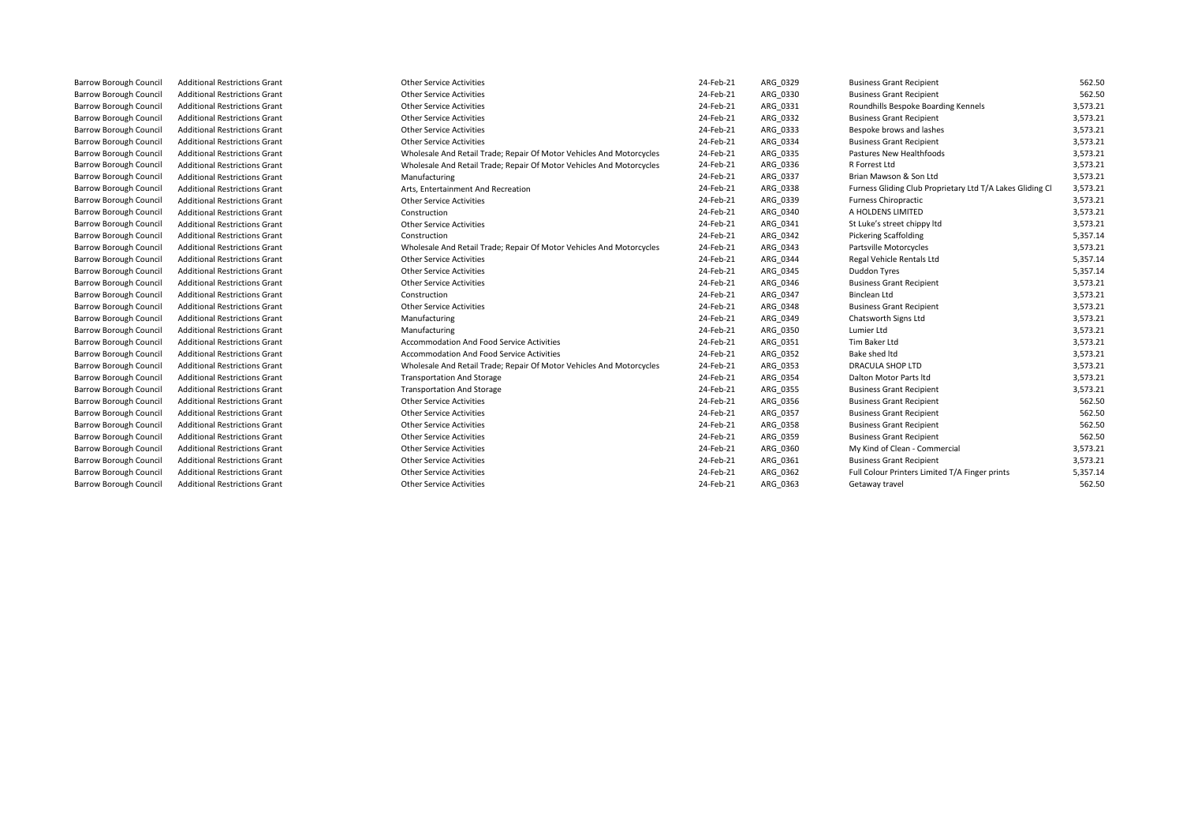| | | | | | | |
|---|---|---|---|---|---|---|
| Barrow Borough Council | Additional Restrictions Grant | Other Service Activities | 24-Feb-21 | ARG_0329 | Business Grant Recipient | 562.50 |
| Barrow Borough Council | Additional Restrictions Grant | Other Service Activities | 24-Feb-21 | ARG_0330 | Business Grant Recipient | 562.50 |
| Barrow Borough Council | Additional Restrictions Grant | Other Service Activities | 24-Feb-21 | ARG_0331 | Roundhills Bespoke Boarding Kennels | 3,573.21 |
| Barrow Borough Council | Additional Restrictions Grant | Other Service Activities | 24-Feb-21 | ARG_0332 | Business Grant Recipient | 3,573.21 |
| Barrow Borough Council | Additional Restrictions Grant | Other Service Activities | 24-Feb-21 | ARG_0333 | Bespoke brows and lashes | 3,573.21 |
| Barrow Borough Council | Additional Restrictions Grant | Other Service Activities | 24-Feb-21 | ARG_0334 | Business Grant Recipient | 3,573.21 |
| Barrow Borough Council | Additional Restrictions Grant | Wholesale And Retail Trade; Repair Of Motor Vehicles And Motorcycles | 24-Feb-21 | ARG_0335 | Pastures New Healthfoods | 3,573.21 |
| Barrow Borough Council | Additional Restrictions Grant | Wholesale And Retail Trade; Repair Of Motor Vehicles And Motorcycles | 24-Feb-21 | ARG_0336 | R Forrest Ltd | 3,573.21 |
| Barrow Borough Council | Additional Restrictions Grant | Manufacturing | 24-Feb-21 | ARG_0337 | Brian Mawson & Son Ltd | 3,573.21 |
| Barrow Borough Council | Additional Restrictions Grant | Arts, Entertainment And Recreation | 24-Feb-21 | ARG_0338 | Furness Gliding Club Proprietary Ltd T/A Lakes Gliding Cl | 3,573.21 |
| Barrow Borough Council | Additional Restrictions Grant | Other Service Activities | 24-Feb-21 | ARG_0339 | Furness Chiropractic | 3,573.21 |
| Barrow Borough Council | Additional Restrictions Grant | Construction | 24-Feb-21 | ARG_0340 | A HOLDENS LIMITED | 3,573.21 |
| Barrow Borough Council | Additional Restrictions Grant | Other Service Activities | 24-Feb-21 | ARG_0341 | St Luke's street chippy ltd | 3,573.21 |
| Barrow Borough Council | Additional Restrictions Grant | Construction | 24-Feb-21 | ARG_0342 | Pickering Scaffolding | 5,357.14 |
| Barrow Borough Council | Additional Restrictions Grant | Wholesale And Retail Trade; Repair Of Motor Vehicles And Motorcycles | 24-Feb-21 | ARG_0343 | Partsville Motorcycles | 3,573.21 |
| Barrow Borough Council | Additional Restrictions Grant | Other Service Activities | 24-Feb-21 | ARG_0344 | Regal Vehicle Rentals Ltd | 5,357.14 |
| Barrow Borough Council | Additional Restrictions Grant | Other Service Activities | 24-Feb-21 | ARG_0345 | Duddon Tyres | 5,357.14 |
| Barrow Borough Council | Additional Restrictions Grant | Other Service Activities | 24-Feb-21 | ARG_0346 | Business Grant Recipient | 3,573.21 |
| Barrow Borough Council | Additional Restrictions Grant | Construction | 24-Feb-21 | ARG_0347 | Binclean Ltd | 3,573.21 |
| Barrow Borough Council | Additional Restrictions Grant | Other Service Activities | 24-Feb-21 | ARG_0348 | Business Grant Recipient | 3,573.21 |
| Barrow Borough Council | Additional Restrictions Grant | Manufacturing | 24-Feb-21 | ARG_0349 | Chatsworth Signs Ltd | 3,573.21 |
| Barrow Borough Council | Additional Restrictions Grant | Manufacturing | 24-Feb-21 | ARG_0350 | Lumier Ltd | 3,573.21 |
| Barrow Borough Council | Additional Restrictions Grant | Accommodation And Food Service Activities | 24-Feb-21 | ARG_0351 | Tim Baker Ltd | 3,573.21 |
| Barrow Borough Council | Additional Restrictions Grant | Accommodation And Food Service Activities | 24-Feb-21 | ARG_0352 | Bake shed ltd | 3,573.21 |
| Barrow Borough Council | Additional Restrictions Grant | Wholesale And Retail Trade; Repair Of Motor Vehicles And Motorcycles | 24-Feb-21 | ARG_0353 | DRACULA SHOP LTD | 3,573.21 |
| Barrow Borough Council | Additional Restrictions Grant | Transportation And Storage | 24-Feb-21 | ARG_0354 | Dalton Motor Parts ltd | 3,573.21 |
| Barrow Borough Council | Additional Restrictions Grant | Transportation And Storage | 24-Feb-21 | ARG_0355 | Business Grant Recipient | 3,573.21 |
| Barrow Borough Council | Additional Restrictions Grant | Other Service Activities | 24-Feb-21 | ARG_0356 | Business Grant Recipient | 562.50 |
| Barrow Borough Council | Additional Restrictions Grant | Other Service Activities | 24-Feb-21 | ARG_0357 | Business Grant Recipient | 562.50 |
| Barrow Borough Council | Additional Restrictions Grant | Other Service Activities | 24-Feb-21 | ARG_0358 | Business Grant Recipient | 562.50 |
| Barrow Borough Council | Additional Restrictions Grant | Other Service Activities | 24-Feb-21 | ARG_0359 | Business Grant Recipient | 562.50 |
| Barrow Borough Council | Additional Restrictions Grant | Other Service Activities | 24-Feb-21 | ARG_0360 | My Kind of Clean - Commercial | 3,573.21 |
| Barrow Borough Council | Additional Restrictions Grant | Other Service Activities | 24-Feb-21 | ARG_0361 | Business Grant Recipient | 3,573.21 |
| Barrow Borough Council | Additional Restrictions Grant | Other Service Activities | 24-Feb-21 | ARG_0362 | Full Colour Printers Limited T/A Finger prints | 5,357.14 |
| Barrow Borough Council | Additional Restrictions Grant | Other Service Activities | 24-Feb-21 | ARG_0363 | Getaway travel | 562.50 |